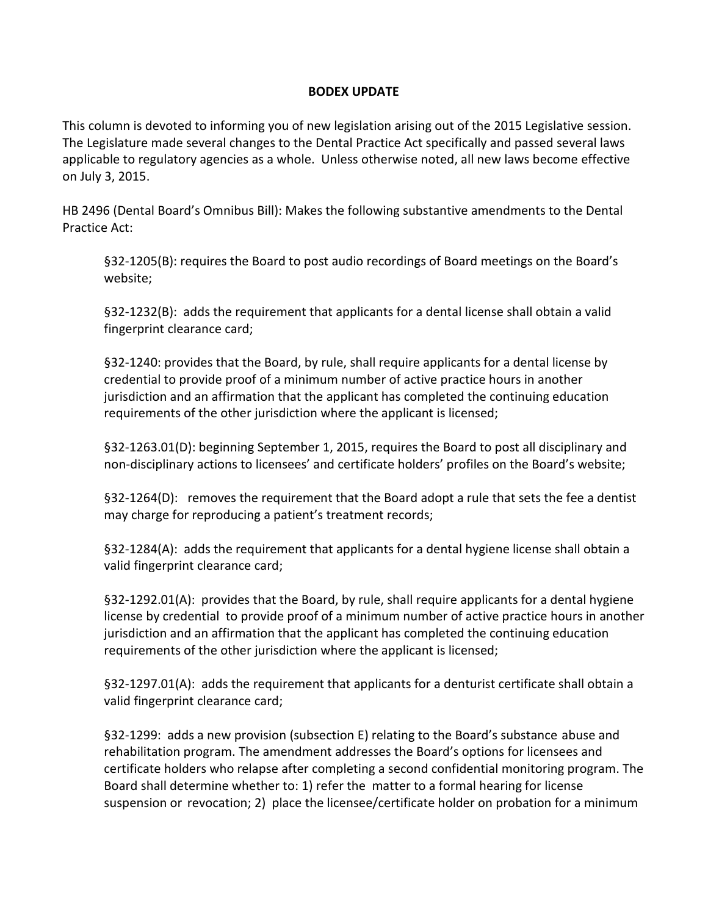# BODEX UPDATE

This column is devoted to informing you of new legislation arising out of the 2015 Legislative session. The Legislature made several changes to the Dental Practice Act specifically and passed several laws applicable to regulatory agencies as a whole. Unless otherwise noted, all new laws become effective on July 3, 2015.

HB 2496 (Dental Board's Omnibus Bill): Makes the following substantive amendments to the Dental Practice Act:

> §32-1205(B): requires the Board to post audio recordings of Board meetings on the Board's website;
>
> §32-1232(B): adds the requirement that applicants for a dental license shall obtain a valid fingerprint clearance card;
>
> §32-1240: provides that the Board, by rule, shall require applicants for a dental license by credential to provide proof of a minimum number of active practice hours in another jurisdiction and an affirmation that the applicant has completed the continuing education requirements of the other jurisdiction where the applicant is licensed;
>
> §32-1263.01(D): beginning September 1, 2015, requires the Board to post all disciplinary and non-disciplinary actions to licensees' and certificate holders' profiles on the Board's website;
>
> §32-1264(D): removes the requirement that the Board adopt a rule that sets the fee a dentist may charge for reproducing a patient's treatment records;
>
> §32-1284(A): adds the requirement that applicants for a dental hygiene license shall obtain a valid fingerprint clearance card;
>
> §32-1292.01(A): provides that the Board, by rule, shall require applicants for a dental hygiene license by credential to provide proof of a minimum number of active practice hours in another jurisdiction and an affirmation that the applicant has completed the continuing education requirements of the other jurisdiction where the applicant is licensed;
>
> §32-1297.01(A): adds the requirement that applicants for a denturist certificate shall obtain a valid fingerprint clearance card;
>
> §32-1299: adds a new provision (subsection E) relating to the Board's substance abuse and rehabilitation program. The amendment addresses the Board's options for licensees and certificate holders who relapse after completing a second confidential monitoring program. The Board shall determine whether to: 1) refer the matter to a formal hearing for license suspension or revocation; 2) place the licensee/certificate holder on probation for a minimum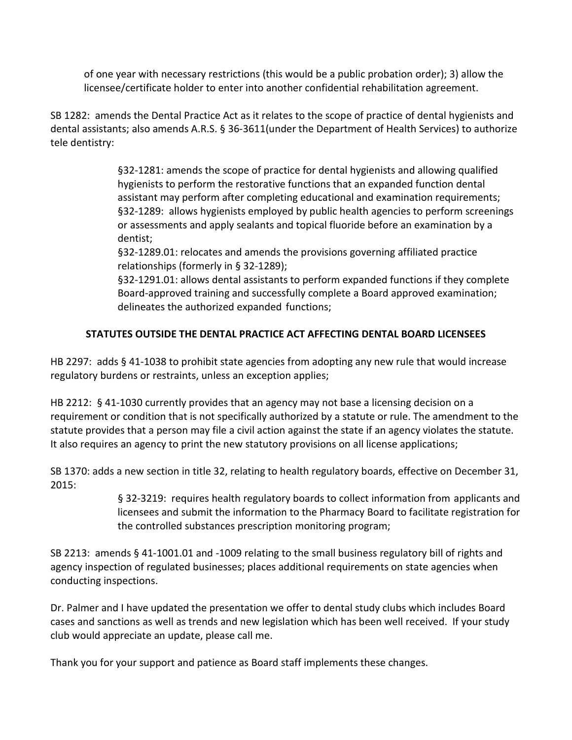of one year with necessary restrictions (this would be a public probation order); 3) allow the licensee/certificate holder to enter into another confidential rehabilitation agreement.

SB 1282: amends the Dental Practice Act as it relates to the scope of practice of dental hygienists and dental assistants; also amends A.R.S. § 36-3611(under the Department of Health Services) to authorize tele dentistry:

> §32-1281: amends the scope of practice for dental hygienists and allowing qualified hygienists to perform the restorative functions that an expanded function dental assistant may perform after completing educational and examination requirements;
> §32-1289: allows hygienists employed by public health agencies to perform screenings or assessments and apply sealants and topical fluoride before an examination by a dentist;
> §32-1289.01: relocates and amends the provisions governing affiliated practice relationships (formerly in § 32-1289);
> §32-1291.01: allows dental assistants to perform expanded functions if they complete Board-approved training and successfully complete a Board approved examination; delineates the authorized expanded functions;

**STATUTES OUTSIDE THE DENTAL PRACTICE ACT AFFECTING DENTAL BOARD LICENSEES**

HB 2297: adds § 41-1038 to prohibit state agencies from adopting any new rule that would increase regulatory burdens or restraints, unless an exception applies;

HB 2212: § 41-1030 currently provides that an agency may not base a licensing decision on a requirement or condition that is not specifically authorized by a statute or rule. The amendment to the statute provides that a person may file a civil action against the state if an agency violates the statute. It also requires an agency to print the new statutory provisions on all license applications;

SB 1370: adds a new section in title 32, relating to health regulatory boards, effective on December 31, 2015:

> § 32-3219: requires health regulatory boards to collect information from applicants and licensees and submit the information to the Pharmacy Board to facilitate registration for the controlled substances prescription monitoring program;

SB 2213: amends § 41-1001.01 and -1009 relating to the small business regulatory bill of rights and agency inspection of regulated businesses; places additional requirements on state agencies when conducting inspections.

Dr. Palmer and I have updated the presentation we offer to dental study clubs which includes Board cases and sanctions as well as trends and new legislation which has been well received. If your study club would appreciate an update, please call me.

Thank you for your support and patience as Board staff implements these changes.